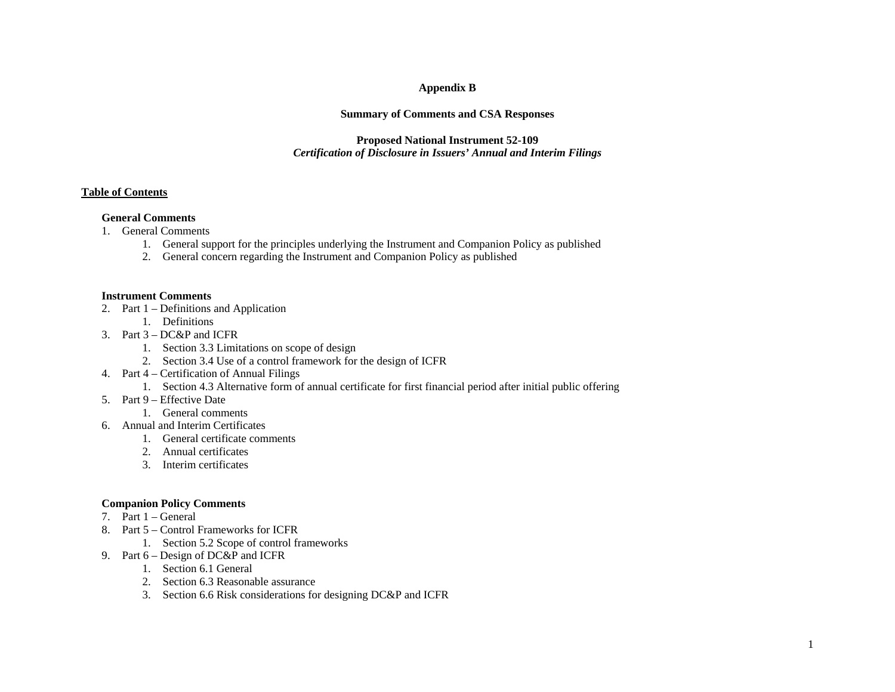**Appendix B**

**Summary of Comments and CSA Responses**

**Proposed National Instrument 52-109**
***Certification of Disclosure in Issuers' Annual and Interim Filings***

**Table of Contents**

**General Comments**

1. General Comments
    1. General support for the principles underlying the Instrument and Companion Policy as published
    2. General concern regarding the Instrument and Companion Policy as published

**Instrument Comments**

2. Part 1 – Definitions and Application
    1. Definitions
3. Part 3 – DC&P and ICFR
    1. Section 3.3 Limitations on scope of design
    2. Section 3.4 Use of a control framework for the design of ICFR
4. Part 4 – Certification of Annual Filings
    1. Section 4.3 Alternative form of annual certificate for first financial period after initial public offering
5. Part 9 – Effective Date
    1. General comments
6. Annual and Interim Certificates
    1. General certificate comments
    2. Annual certificates
    3. Interim certificates

**Companion Policy Comments**

7. Part 1 – General
8. Part 5 – Control Frameworks for ICFR
    1. Section 5.2 Scope of control frameworks
9. Part 6 – Design of DC&P and ICFR
    1. Section 6.1 General
    2. Section 6.3 Reasonable assurance
    3. Section 6.6 Risk considerations for designing DC&P and ICFR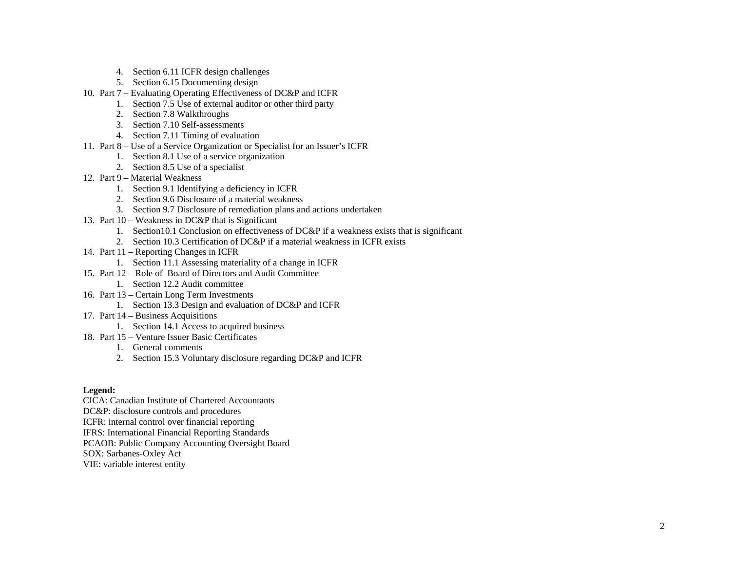4. Section 6.11 ICFR design challenges
    5. Section 6.15 Documenting design
10. Part 7 – Evaluating Operating Effectiveness of DC&P and ICFR
    1. Section 7.5 Use of external auditor or other third party
    2. Section 7.8 Walkthroughs
    3. Section 7.10 Self-assessments
    4. Section 7.11 Timing of evaluation
11. Part 8 – Use of a Service Organization or Specialist for an Issuer's ICFR
    1. Section 8.1 Use of a service organization
    2. Section 8.5 Use of a specialist
12. Part 9 – Material Weakness
    1. Section 9.1 Identifying a deficiency in ICFR
    2. Section 9.6 Disclosure of a material weakness
    3. Section 9.7 Disclosure of remediation plans and actions undertaken
13. Part 10 – Weakness in DC&P that is Significant
    1. Section10.1 Conclusion on effectiveness of DC&P if a weakness exists that is significant
    2. Section 10.3 Certification of DC&P if a material weakness in ICFR exists
14. Part 11 – Reporting Changes in ICFR
    1. Section 11.1 Assessing materiality of a change in ICFR
15. Part 12 – Role of Board of Directors and Audit Committee
    1. Section 12.2 Audit committee
16. Part 13 – Certain Long Term Investments
    1. Section 13.3 Design and evaluation of DC&P and ICFR
17. Part 14 – Business Acquisitions
    1. Section 14.1 Access to acquired business
18. Part 15 – Venture Issuer Basic Certificates
    1. General comments
    2. Section 15.3 Voluntary disclosure regarding DC&P and ICFR

**Legend:**

CICA: Canadian Institute of Chartered Accountants
DC&P: disclosure controls and procedures
ICFR: internal control over financial reporting
IFRS: International Financial Reporting Standards
PCAOB: Public Company Accounting Oversight Board
SOX: Sarbanes-Oxley Act
VIE: variable interest entity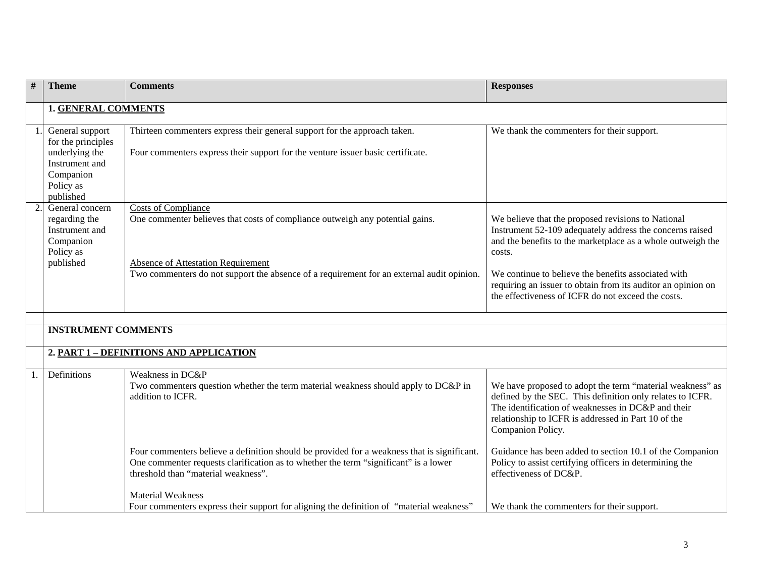| # | Theme | Comments | Responses |
|---|---|---|---|
| | **1. GENERAL COMMENTS** | | |
| 1. | General support for the principles underlying the Instrument and Companion Policy as published | Thirteen commenters express their general support for the approach taken.<br><br>Four commenters express their support for the venture issuer basic certificate. | We thank the commenters for their support. |
| 2. | General concern regarding the Instrument and Companion Policy as published | Costs of Compliance<br>One commenter believes that costs of compliance outweigh any potential gains.<br><br>Absence of Attestation Requirement<br>Two commenters do not support the absence of a requirement for an external audit opinion. | We believe that the proposed revisions to National Instrument 52-109 adequately address the concerns raised and the benefits to the marketplace as a whole outweigh the costs.<br><br>We continue to believe the benefits associated with requiring an issuer to obtain from its auditor an opinion on the effectiveness of ICFR do not exceed the costs. |
| | | | |
| | **INSTRUMENT COMMENTS** | | |
| | **2. PART 1 – DEFINITIONS AND APPLICATION** | | |
| 1. | Definitions | Weakness in DC&P<br>Two commenters question whether the term material weakness should apply to DC&P in addition to ICFR.<br><br>Four commenters believe a definition should be provided for a weakness that is significant. One commenter requests clarification as to whether the term "significant" is a lower threshold than "material weakness".<br><br>Material Weakness<br>Four commenters express their support for aligning the definition of "material weakness" | We have proposed to adopt the term "material weakness" as defined by the SEC. This definition only relates to ICFR. The identification of weaknesses in DC&P and their relationship to ICFR is addressed in Part 10 of the Companion Policy.<br><br>Guidance has been added to section 10.1 of the Companion Policy to assist certifying officers in determining the effectiveness of DC&P.<br><br>We thank the commenters for their support. |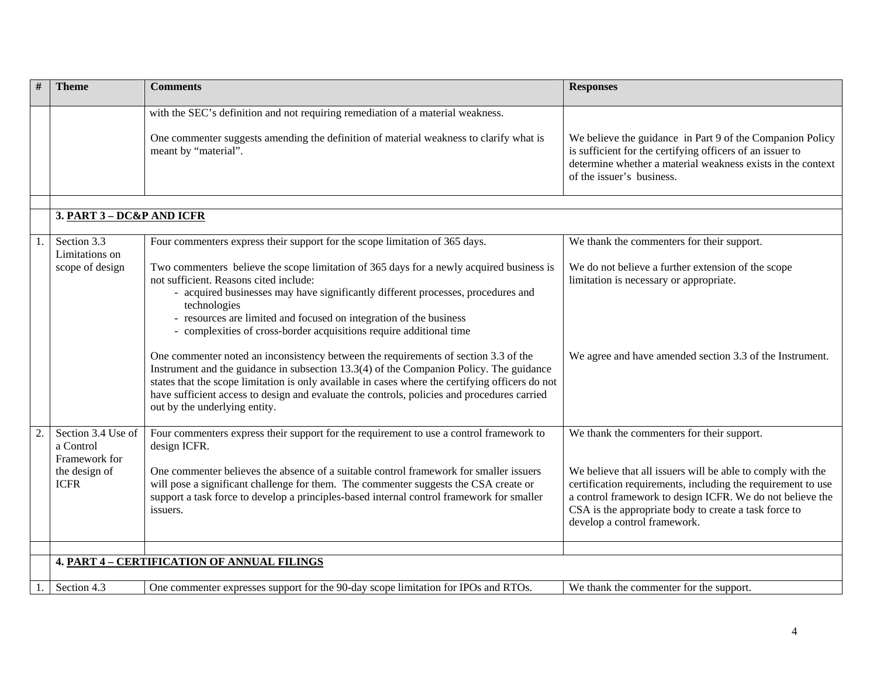| # | Theme | Comments | Responses |
|---|---|---|---|
| | | with the SEC's definition and not requiring remediation of a material weakness.<br><br>One commenter suggests amending the definition of material weakness to clarify what is meant by "material". | <br><br>We believe the guidance in Part 9 of the Companion Policy is sufficient for the certifying officers of an issuer to determine whether a material weakness exists in the context of the issuer's business. |
| | | | |
| | **3. <u>PART 3 – DC&P AND ICFR</u>** | | |
| 1. | Section 3.3 Limitations on scope of design | Four commenters express their support for the scope limitation of 365 days.<br><br>Two commenters believe the scope limitation of 365 days for a newly acquired business is not sufficient. Reasons cited include:<br>- acquired businesses may have significantly different processes, procedures and technologies<br>- resources are limited and focused on integration of the business<br>- complexities of cross-border acquisitions require additional time<br><br>One commenter noted an inconsistency between the requirements of section 3.3 of the Instrument and the guidance in subsection 13.3(4) of the Companion Policy. The guidance states that the scope limitation is only available in cases where the certifying officers do not have sufficient access to design and evaluate the controls, policies and procedures carried out by the underlying entity. | We thank the commenters for their support.<br><br>We do not believe a further extension of the scope limitation is necessary or appropriate.<br><br><br><br><br><br>We agree and have amended section 3.3 of the Instrument. |
| 2. | Section 3.4 Use of a Control Framework for the design of ICFR | Four commenters express their support for the requirement to use a control framework to design ICFR.<br><br>One commenter believes the absence of a suitable control framework for smaller issuers will pose a significant challenge for them. The commenter suggests the CSA create or support a task force to develop a principles-based internal control framework for smaller issuers. | We thank the commenters for their support.<br><br>We believe that all issuers will be able to comply with the certification requirements, including the requirement to use a control framework to design ICFR. We do not believe the CSA is the appropriate body to create a task force to develop a control framework. |
| | | | |
| | **4. <u>PART 4 – CERTIFICATION OF ANNUAL FILINGS</u>** | | |
| 1. | Section 4.3 | One commenter expresses support for the 90-day scope limitation for IPOs and RTOs. | We thank the commenter for the support. |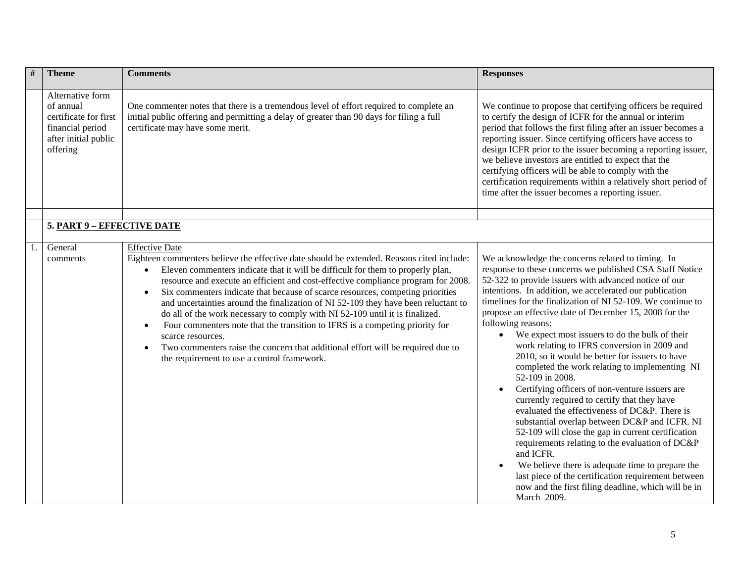| # | Theme | Comments | Responses |
|---|---|---|---|
| | Alternative form of annual certificate for first financial period after initial public offering | One commenter notes that there is a tremendous level of effort required to complete an initial public offering and permitting a delay of greater than 90 days for filing a full certificate may have some merit. | We continue to propose that certifying officers be required to certify the design of ICFR for the annual or interim period that follows the first filing after an issuer becomes a reporting issuer. Since certifying officers have access to design ICFR prior to the issuer becoming a reporting issuer, we believe investors are entitled to expect that the certifying officers will be able to comply with the certification requirements within a relatively short period of time after the issuer becomes a reporting issuer. |
| | | | |
| | **5. PART 9 – EFFECTIVE DATE** | | |
| 1. | General comments | Effective Date<br>Eighteen commenters believe the effective date should be extended. Reasons cited include:<br>• Eleven commenters indicate that it will be difficult for them to properly plan, resource and execute an efficient and cost-effective compliance program for 2008.<br>• Six commenters indicate that because of scarce resources, competing priorities and uncertainties around the finalization of NI 52-109 they have been reluctant to do all of the work necessary to comply with NI 52-109 until it is finalized.<br>• Four commenters note that the transition to IFRS is a competing priority for scarce resources.<br>• Two commenters raise the concern that additional effort will be required due to the requirement to use a control framework. | We acknowledge the concerns related to timing. In response to these concerns we published CSA Staff Notice 52-322 to provide issuers with advanced notice of our intentions. In addition, we accelerated our publication timelines for the finalization of NI 52-109. We continue to propose an effective date of December 15, 2008 for the following reasons:<br>• We expect most issuers to do the bulk of their work relating to IFRS conversion in 2009 and 2010, so it would be better for issuers to have completed the work relating to implementing NI 52-109 in 2008.<br>• Certifying officers of non-venture issuers are currently required to certify that they have evaluated the effectiveness of DC&P. There is substantial overlap between DC&P and ICFR. NI 52-109 will close the gap in current certification requirements relating to the evaluation of DC&P and ICFR.<br>• We believe there is adequate time to prepare the last piece of the certification requirement between now and the first filing deadline, which will be in March 2009. |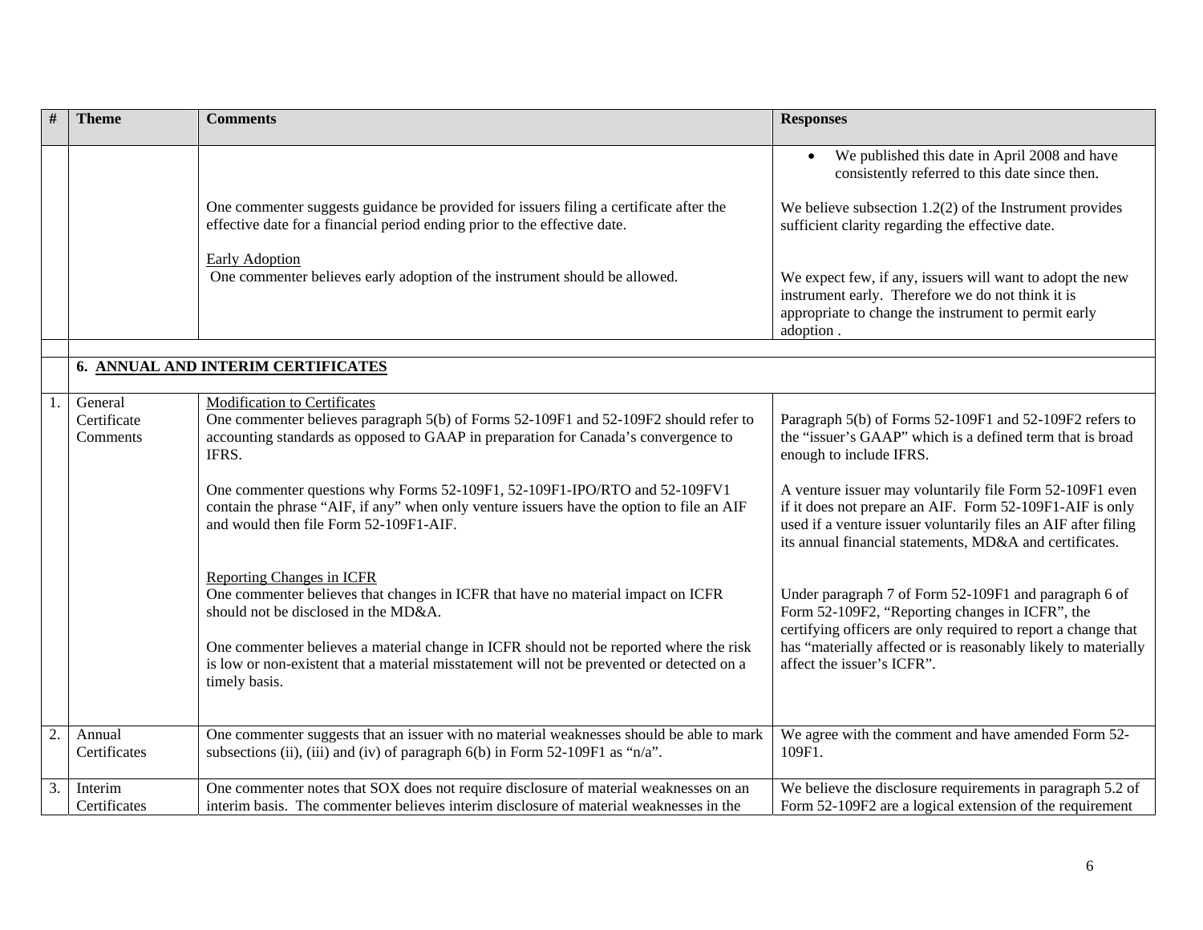| # | Theme | Comments | Responses |
|---|---|---|---|
| | | | • We published this date in April 2008 and have consistently referred to this date since then. |
| | | One commenter suggests guidance be provided for issuers filing a certificate after the effective date for a financial period ending prior to the effective date. | We believe subsection 1.2(2) of the Instrument provides sufficient clarity regarding the effective date. |
| | | Early Adoption<br>One commenter believes early adoption of the instrument should be allowed. | We expect few, if any, issuers will want to adopt the new instrument early. Therefore we do not think it is appropriate to change the instrument to permit early adoption . |
| | | | |
| | **6. ANNUAL AND INTERIM CERTIFICATES** | | |
| 1. | General Certificate Comments | Modification to Certificates<br>One commenter believes paragraph 5(b) of Forms 52-109F1 and 52-109F2 should refer to accounting standards as opposed to GAAP in preparation for Canada's convergence to IFRS. | Paragraph 5(b) of Forms 52-109F1 and 52-109F2 refers to the "issuer's GAAP" which is a defined term that is broad enough to include IFRS. |
| | | One commenter questions why Forms 52-109F1, 52-109F1-IPO/RTO and 52-109FV1 contain the phrase "AIF, if any" when only venture issuers have the option to file an AIF and would then file Form 52-109F1-AIF. | A venture issuer may voluntarily file Form 52-109F1 even if it does not prepare an AIF. Form 52-109F1-AIF is only used if a venture issuer voluntarily files an AIF after filing its annual financial statements, MD&A and certificates. |
| | | Reporting Changes in ICFR<br>One commenter believes that changes in ICFR that have no material impact on ICFR should not be disclosed in the MD&A.<br><br>One commenter believes a material change in ICFR should not be reported where the risk is low or non-existent that a material misstatement will not be prevented or detected on a timely basis. | Under paragraph 7 of Form 52-109F1 and paragraph 6 of Form 52-109F2, "Reporting changes in ICFR", the certifying officers are only required to report a change that has "materially affected or is reasonably likely to materially affect the issuer's ICFR". |
| 2. | Annual Certificates | One commenter suggests that an issuer with no material weaknesses should be able to mark subsections (ii), (iii) and (iv) of paragraph 6(b) in Form 52-109F1 as "n/a". | We agree with the comment and have amended Form 52-109F1. |
| 3. | Interim Certificates | One commenter notes that SOX does not require disclosure of material weaknesses on an interim basis. The commenter believes interim disclosure of material weaknesses in the | We believe the disclosure requirements in paragraph 5.2 of Form 52-109F2 are a logical extension of the requirement |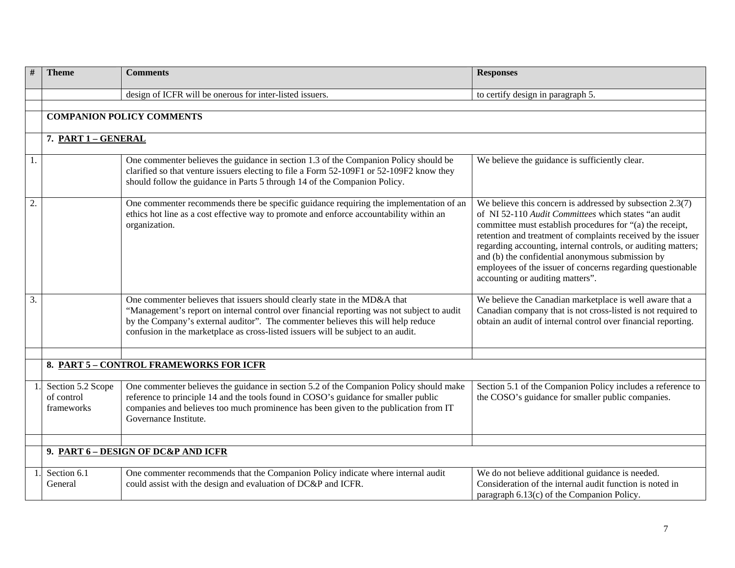| # | Theme | Comments | Responses |
|---|---|---|---|
| | | design of ICFR will be onerous for inter-listed issuers. | to certify design in paragraph 5. |
| | | | |
| | **COMPANION POLICY COMMENTS** | | |
| | **7. PART 1 – GENERAL** | | |
| 1. | | One commenter believes the guidance in section 1.3 of the Companion Policy should be clarified so that venture issuers electing to file a Form 52-109F1 or 52-109F2 know they should follow the guidance in Parts 5 through 14 of the Companion Policy. | We believe the guidance is sufficiently clear. |
| 2. | | One commenter recommends there be specific guidance requiring the implementation of an ethics hot line as a cost effective way to promote and enforce accountability within an organization. | We believe this concern is addressed by subsection 2.3(7) of NI 52-110 *Audit Committees* which states "an audit committee must establish procedures for "(a) the receipt, retention and treatment of complaints received by the issuer regarding accounting, internal controls, or auditing matters; and (b) the confidential anonymous submission by employees of the issuer of concerns regarding questionable accounting or auditing matters". |
| 3. | | One commenter believes that issuers should clearly state in the MD&A that "Management's report on internal control over financial reporting was not subject to audit by the Company's external auditor". The commenter believes this will help reduce confusion in the marketplace as cross-listed issuers will be subject to an audit. | We believe the Canadian marketplace is well aware that a Canadian company that is not cross-listed is not required to obtain an audit of internal control over financial reporting. |
| | | | |
| | **8. PART 5 – CONTROL FRAMEWORKS FOR ICFR** | | |
| 1. | Section 5.2 Scope of control frameworks | One commenter believes the guidance in section 5.2 of the Companion Policy should make reference to principle 14 and the tools found in COSO's guidance for smaller public companies and believes too much prominence has been given to the publication from IT Governance Institute. | Section 5.1 of the Companion Policy includes a reference to the COSO's guidance for smaller public companies. |
| | | | |
| | **9. PART 6 – DESIGN OF DC&P AND ICFR** | | |
| 1. | Section 6.1 General | One commenter recommends that the Companion Policy indicate where internal audit could assist with the design and evaluation of DC&P and ICFR. | We do not believe additional guidance is needed. Consideration of the internal audit function is noted in paragraph 6.13(c) of the Companion Policy. |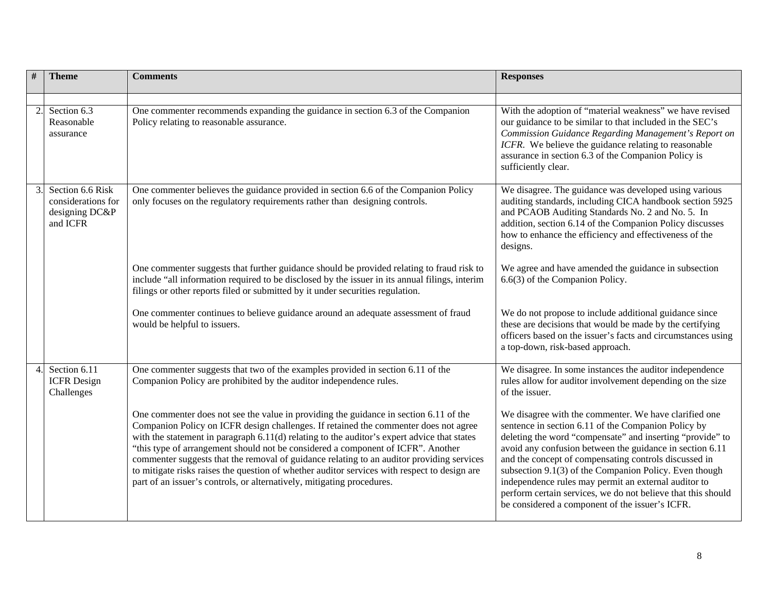| # | Theme | Comments | Responses |
|---|---|---|---|
| | | | |
| 2. | Section 6.3 Reasonable assurance | One commenter recommends expanding the guidance in section 6.3 of the Companion Policy relating to reasonable assurance. | With the adoption of "material weakness" we have revised our guidance to be similar to that included in the SEC's *Commission Guidance Regarding Management's Report on ICFR*. We believe the guidance relating to reasonable assurance in section 6.3 of the Companion Policy is sufficiently clear. |
| 3. | Section 6.6 Risk considerations for designing DC&P and ICFR | One commenter believes the guidance provided in section 6.6 of the Companion Policy only focuses on the regulatory requirements rather than designing controls. | We disagree. The guidance was developed using various auditing standards, including CICA handbook section 5925 and PCAOB Auditing Standards No. 2 and No. 5. In addition, section 6.14 of the Companion Policy discusses how to enhance the efficiency and effectiveness of the designs. |
| | | One commenter suggests that further guidance should be provided relating to fraud risk to include "all information required to be disclosed by the issuer in its annual filings, interim filings or other reports filed or submitted by it under securities regulation. | We agree and have amended the guidance in subsection 6.6(3) of the Companion Policy. |
| | | One commenter continues to believe guidance around an adequate assessment of fraud would be helpful to issuers. | We do not propose to include additional guidance since these are decisions that would be made by the certifying officers based on the issuer's facts and circumstances using a top-down, risk-based approach. |
| 4. | Section 6.11 ICFR Design Challenges | One commenter suggests that two of the examples provided in section 6.11 of the Companion Policy are prohibited by the auditor independence rules. | We disagree. In some instances the auditor independence rules allow for auditor involvement depending on the size of the issuer. |
| | | One commenter does not see the value in providing the guidance in section 6.11 of the Companion Policy on ICFR design challenges. If retained the commenter does not agree with the statement in paragraph 6.11(d) relating to the auditor's expert advice that states "this type of arrangement should not be considered a component of ICFR". Another commenter suggests that the removal of guidance relating to an auditor providing services to mitigate risks raises the question of whether auditor services with respect to design are part of an issuer's controls, or alternatively, mitigating procedures. | We disagree with the commenter. We have clarified one sentence in section 6.11 of the Companion Policy by deleting the word "compensate" and inserting "provide" to avoid any confusion between the guidance in section 6.11 and the concept of compensating controls discussed in subsection 9.1(3) of the Companion Policy. Even though independence rules may permit an external auditor to perform certain services, we do not believe that this should be considered a component of the issuer's ICFR. |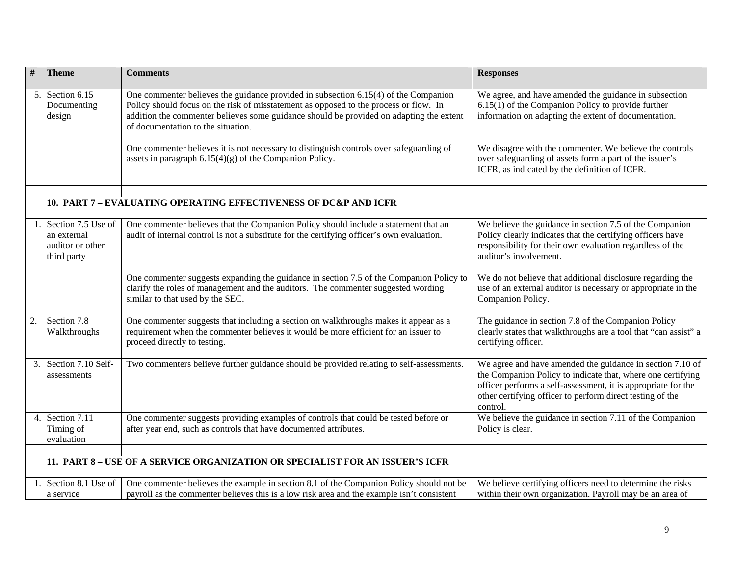| # | Theme | Comments | Responses |
|---|---|---|---|
| 5. | Section 6.15 Documenting design | One commenter believes the guidance provided in subsection 6.15(4) of the Companion Policy should focus on the risk of misstatement as opposed to the process or flow. In addition the commenter believes some guidance should be provided on adapting the extent of documentation to the situation. | We agree, and have amended the guidance in subsection 6.15(1) of the Companion Policy to provide further information on adapting the extent of documentation. |
| | | One commenter believes it is not necessary to distinguish controls over safeguarding of assets in paragraph 6.15(4)(g) of the Companion Policy. | We disagree with the commenter. We believe the controls over safeguarding of assets form a part of the issuer's ICFR, as indicated by the definition of ICFR. |
| | | | |
| | **10. PART 7 – EVALUATING OPERATING EFFECTIVENESS OF DC&P AND ICFR** | | |
| 1. | Section 7.5 Use of an external auditor or other third party | One commenter believes that the Companion Policy should include a statement that an audit of internal control is not a substitute for the certifying officer's own evaluation. | We believe the guidance in section 7.5 of the Companion Policy clearly indicates that the certifying officers have responsibility for their own evaluation regardless of the auditor's involvement. |
| | | One commenter suggests expanding the guidance in section 7.5 of the Companion Policy to clarify the roles of management and the auditors. The commenter suggested wording similar to that used by the SEC. | We do not believe that additional disclosure regarding the use of an external auditor is necessary or appropriate in the Companion Policy. |
| 2. | Section 7.8 Walkthroughs | One commenter suggests that including a section on walkthroughs makes it appear as a requirement when the commenter believes it would be more efficient for an issuer to proceed directly to testing. | The guidance in section 7.8 of the Companion Policy clearly states that walkthroughs are a tool that "can assist" a certifying officer. |
| 3. | Section 7.10 Self-assessments | Two commenters believe further guidance should be provided relating to self-assessments. | We agree and have amended the guidance in section 7.10 of the Companion Policy to indicate that, where one certifying officer performs a self-assessment, it is appropriate for the other certifying officer to perform direct testing of the control. |
| 4. | Section 7.11 Timing of evaluation | One commenter suggests providing examples of controls that could be tested before or after year end, such as controls that have documented attributes. | We believe the guidance in section 7.11 of the Companion Policy is clear. |
| | | | |
| | **11. PART 8 – USE OF A SERVICE ORGANIZATION OR SPECIALIST FOR AN ISSUER'S ICFR** | | |
| 1. | Section 8.1 Use of a service | One commenter believes the example in section 8.1 of the Companion Policy should not be payroll as the commenter believes this is a low risk area and the example isn't consistent | We believe certifying officers need to determine the risks within their own organization. Payroll may be an area of |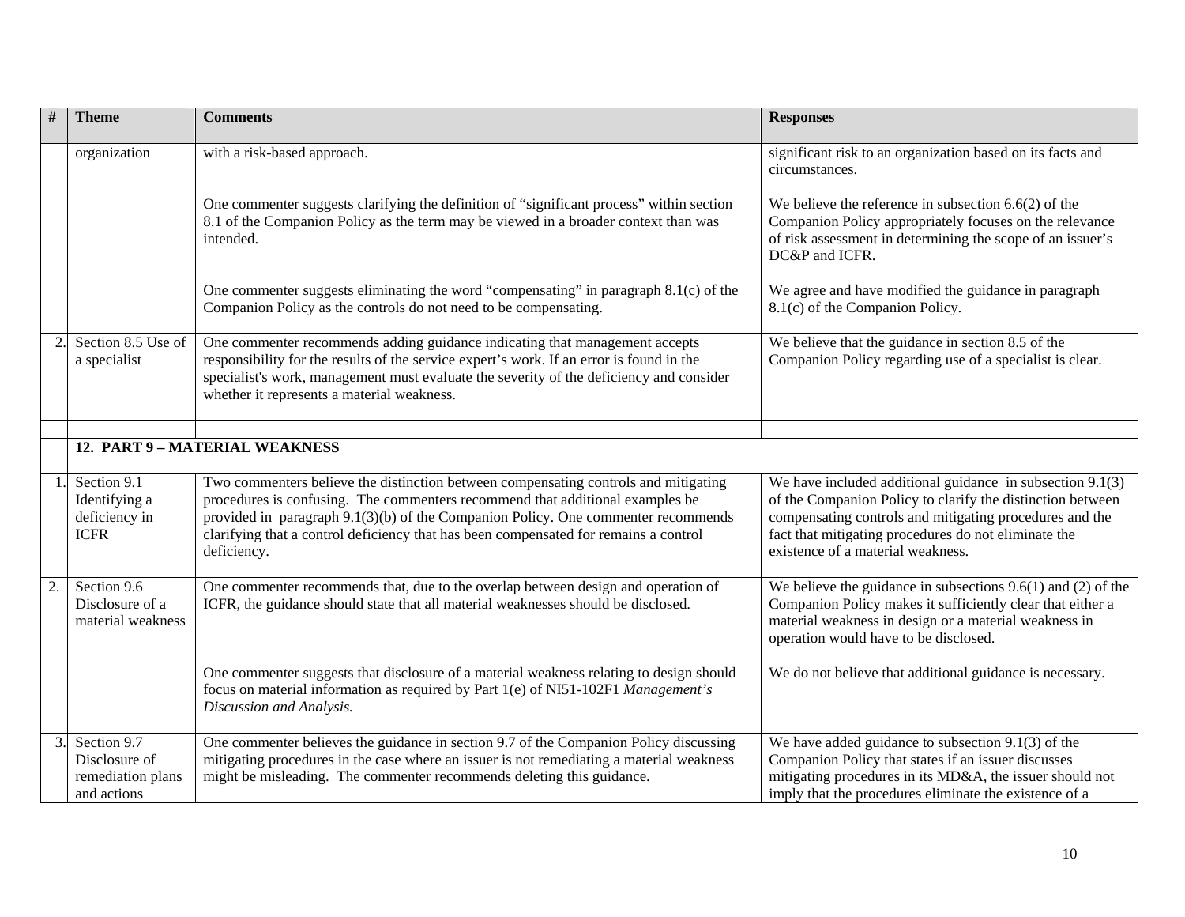| # | Theme | Comments | Responses |
|---|---|---|---|
| | organization | with a risk-based approach. | significant risk to an organization based on its facts and circumstances. |
| | | One commenter suggests clarifying the definition of "significant process" within section 8.1 of the Companion Policy as the term may be viewed in a broader context than was intended. | We believe the reference in subsection 6.6(2) of the Companion Policy appropriately focuses on the relevance of risk assessment in determining the scope of an issuer's DC&P and ICFR. |
| | | One commenter suggests eliminating the word "compensating" in paragraph 8.1(c) of the Companion Policy as the controls do not need to be compensating. | We agree and have modified the guidance in paragraph 8.1(c) of the Companion Policy. |
| 2. | Section 8.5 Use of a specialist | One commenter recommends adding guidance indicating that management accepts responsibility for the results of the service expert's work. If an error is found in the specialist's work, management must evaluate the severity of the deficiency and consider whether it represents a material weakness. | We believe that the guidance in section 8.5 of the Companion Policy regarding use of a specialist is clear. |
| | | | |
| | **12. <u>PART 9 – MATERIAL WEAKNESS</u>** | | |
| 1. | Section 9.1 Identifying a deficiency in ICFR | Two commenters believe the distinction between compensating controls and mitigating procedures is confusing. The commenters recommend that additional examples be provided in paragraph 9.1(3)(b) of the Companion Policy. One commenter recommends clarifying that a control deficiency that has been compensated for remains a control deficiency. | We have included additional guidance in subsection 9.1(3) of the Companion Policy to clarify the distinction between compensating controls and mitigating procedures and the fact that mitigating procedures do not eliminate the existence of a material weakness. |
| 2. | Section 9.6 Disclosure of a material weakness | One commenter recommends that, due to the overlap between design and operation of ICFR, the guidance should state that all material weaknesses should be disclosed. | We believe the guidance in subsections 9.6(1) and (2) of the Companion Policy makes it sufficiently clear that either a material weakness in design or a material weakness in operation would have to be disclosed. |
| | | One commenter suggests that disclosure of a material weakness relating to design should focus on material information as required by Part 1(e) of NI51-102F1 *Management's Discussion and Analysis.* | We do not believe that additional guidance is necessary. |
| 3. | Section 9.7 Disclosure of remediation plans and actions | One commenter believes the guidance in section 9.7 of the Companion Policy discussing mitigating procedures in the case where an issuer is not remediating a material weakness might be misleading. The commenter recommends deleting this guidance. | We have added guidance to subsection 9.1(3) of the Companion Policy that states if an issuer discusses mitigating procedures in its MD&A, the issuer should not imply that the procedures eliminate the existence of a |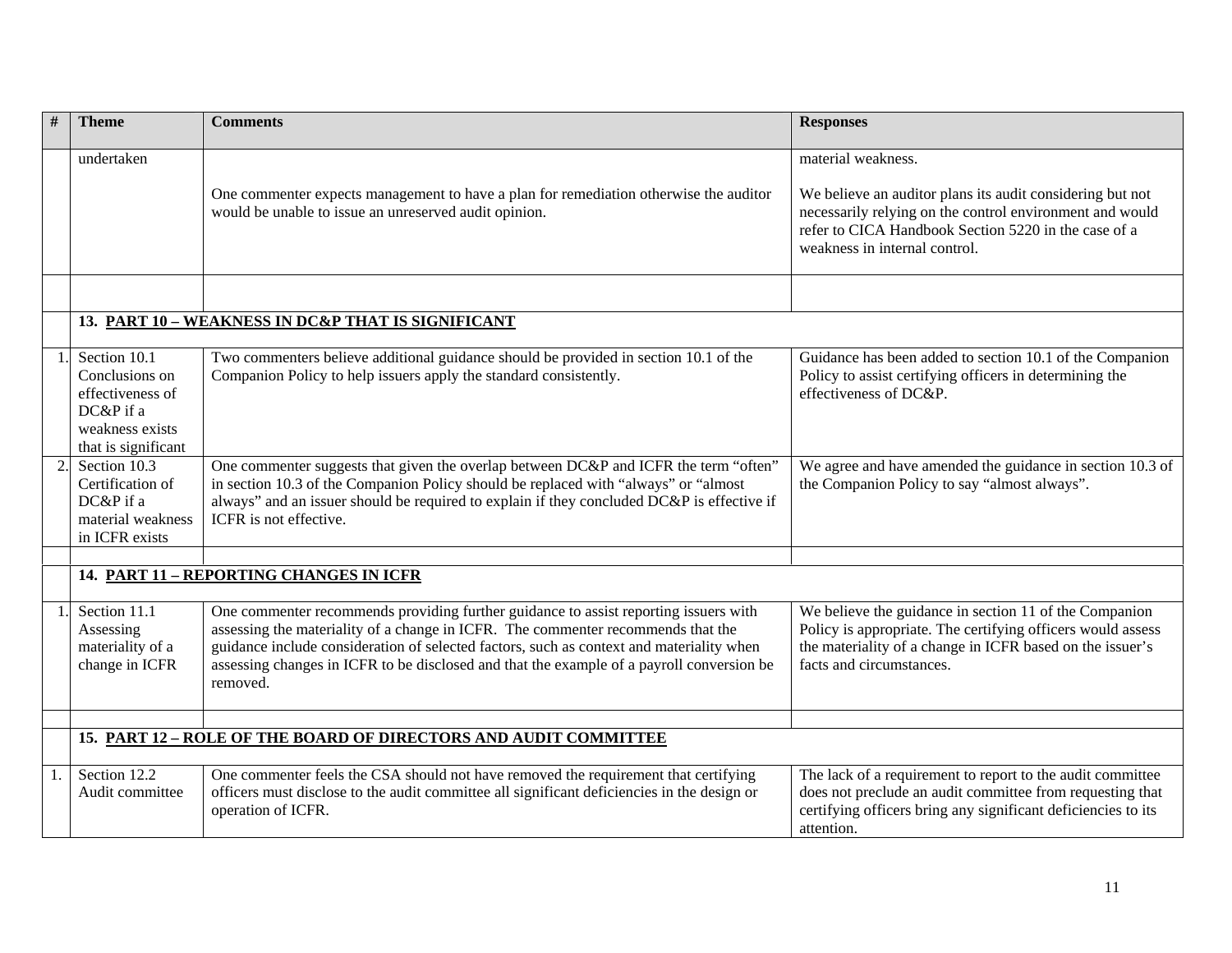| # | Theme | Comments | Responses |
|---|---|---|---|
| | undertaken | <br><br>One commenter expects management to have a plan for remediation otherwise the auditor would be unable to issue an unreserved audit opinion. | material weakness.<br><br>We believe an auditor plans its audit considering but not necessarily relying on the control environment and would refer to CICA Handbook Section 5220 in the case of a weakness in internal control. |
| | | | |
| | **13. PART 10 – WEAKNESS IN DC&P THAT IS SIGNIFICANT** | | |
| 1. | Section 10.1 Conclusions on effectiveness of DC&P if a weakness exists that is significant | Two commenters believe additional guidance should be provided in section 10.1 of the Companion Policy to help issuers apply the standard consistently. | Guidance has been added to section 10.1 of the Companion Policy to assist certifying officers in determining the effectiveness of DC&P. |
| 2. | Section 10.3 Certification of DC&P if a material weakness in ICFR exists | One commenter suggests that given the overlap between DC&P and ICFR the term "often" in section 10.3 of the Companion Policy should be replaced with "always" or "almost always" and an issuer should be required to explain if they concluded DC&P is effective if ICFR is not effective. | We agree and have amended the guidance in section 10.3 of the Companion Policy to say "almost always". |
| | | | |
| | **14. PART 11 – REPORTING CHANGES IN ICFR** | | |
| 1. | Section 11.1 Assessing materiality of a change in ICFR | One commenter recommends providing further guidance to assist reporting issuers with assessing the materiality of a change in ICFR. The commenter recommends that the guidance include consideration of selected factors, such as context and materiality when assessing changes in ICFR to be disclosed and that the example of a payroll conversion be removed. | We believe the guidance in section 11 of the Companion Policy is appropriate. The certifying officers would assess the materiality of a change in ICFR based on the issuer's facts and circumstances. |
| | | | |
| | **15. PART 12 – ROLE OF THE BOARD OF DIRECTORS AND AUDIT COMMITTEE** | | |
| 1. | Section 12.2 Audit committee | One commenter feels the CSA should not have removed the requirement that certifying officers must disclose to the audit committee all significant deficiencies in the design or operation of ICFR. | The lack of a requirement to report to the audit committee does not preclude an audit committee from requesting that certifying officers bring any significant deficiencies to its attention. |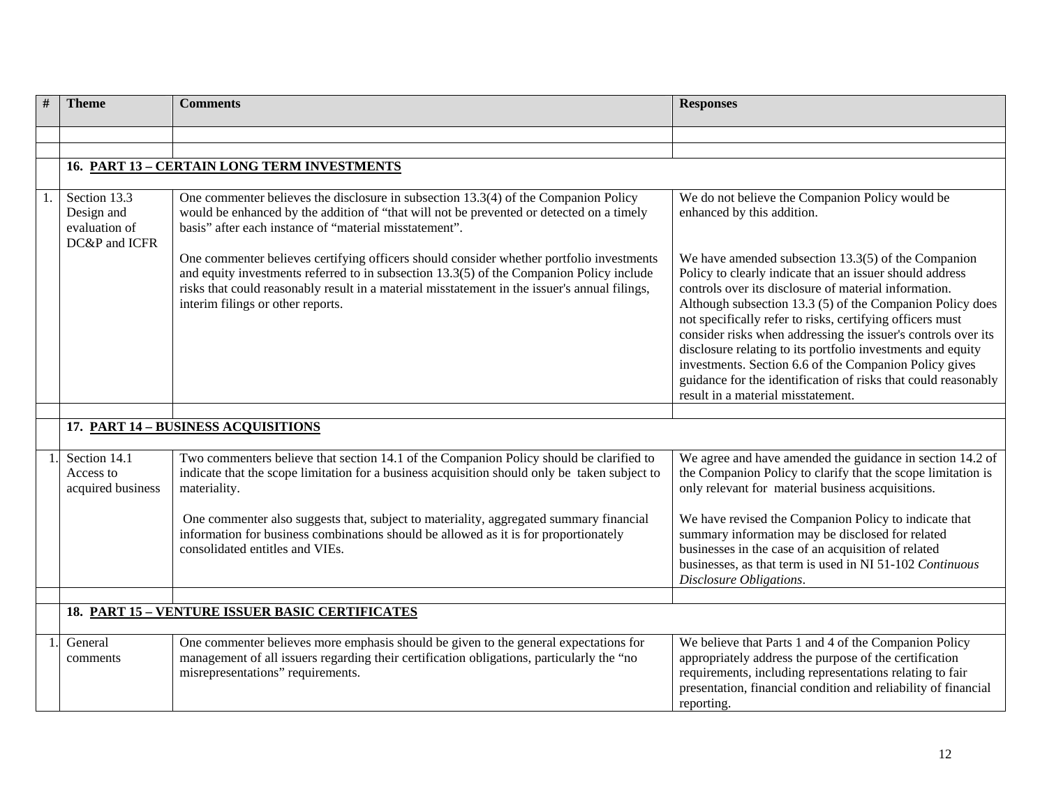| # | Theme | Comments | Responses |
|---|---|---|---|
| | | | |
| | | | |
| | **16. PART 13 – CERTAIN LONG TERM INVESTMENTS** | | |
| 1. | Section 13.3 Design and evaluation of DC&P and ICFR | One commenter believes the disclosure in subsection 13.3(4) of the Companion Policy would be enhanced by the addition of "that will not be prevented or detected on a timely basis" after each instance of "material misstatement".<br><br>One commenter believes certifying officers should consider whether portfolio investments and equity investments referred to in subsection 13.3(5) of the Companion Policy include risks that could reasonably result in a material misstatement in the issuer's annual filings, interim filings or other reports. | We do not believe the Companion Policy would be enhanced by this addition.<br><br>We have amended subsection 13.3(5) of the Companion Policy to clearly indicate that an issuer should address controls over its disclosure of material information. Although subsection 13.3 (5) of the Companion Policy does not specifically refer to risks, certifying officers must consider risks when addressing the issuer's controls over its disclosure relating to its portfolio investments and equity investments. Section 6.6 of the Companion Policy gives guidance for the identification of risks that could reasonably result in a material misstatement. |
| | | | |
| | **17. PART 14 – BUSINESS ACQUISITIONS** | | |
| 1. | Section 14.1 Access to acquired business | Two commenters believe that section 14.1 of the Companion Policy should be clarified to indicate that the scope limitation for a business acquisition should only be taken subject to materiality.<br><br>One commenter also suggests that, subject to materiality, aggregated summary financial information for business combinations should be allowed as it is for proportionately consolidated entitles and VIEs. | We agree and have amended the guidance in section 14.2 of the Companion Policy to clarify that the scope limitation is only relevant for material business acquisitions.<br><br>We have revised the Companion Policy to indicate that summary information may be disclosed for related businesses in the case of an acquisition of related businesses, as that term is used in NI 51-102 *Continuous Disclosure Obligations*. |
| | | | |
| | **18. PART 15 – VENTURE ISSUER BASIC CERTIFICATES** | | |
| 1. | General comments | One commenter believes more emphasis should be given to the general expectations for management of all issuers regarding their certification obligations, particularly the "no misrepresentations" requirements. | We believe that Parts 1 and 4 of the Companion Policy appropriately address the purpose of the certification requirements, including representations relating to fair presentation, financial condition and reliability of financial reporting. |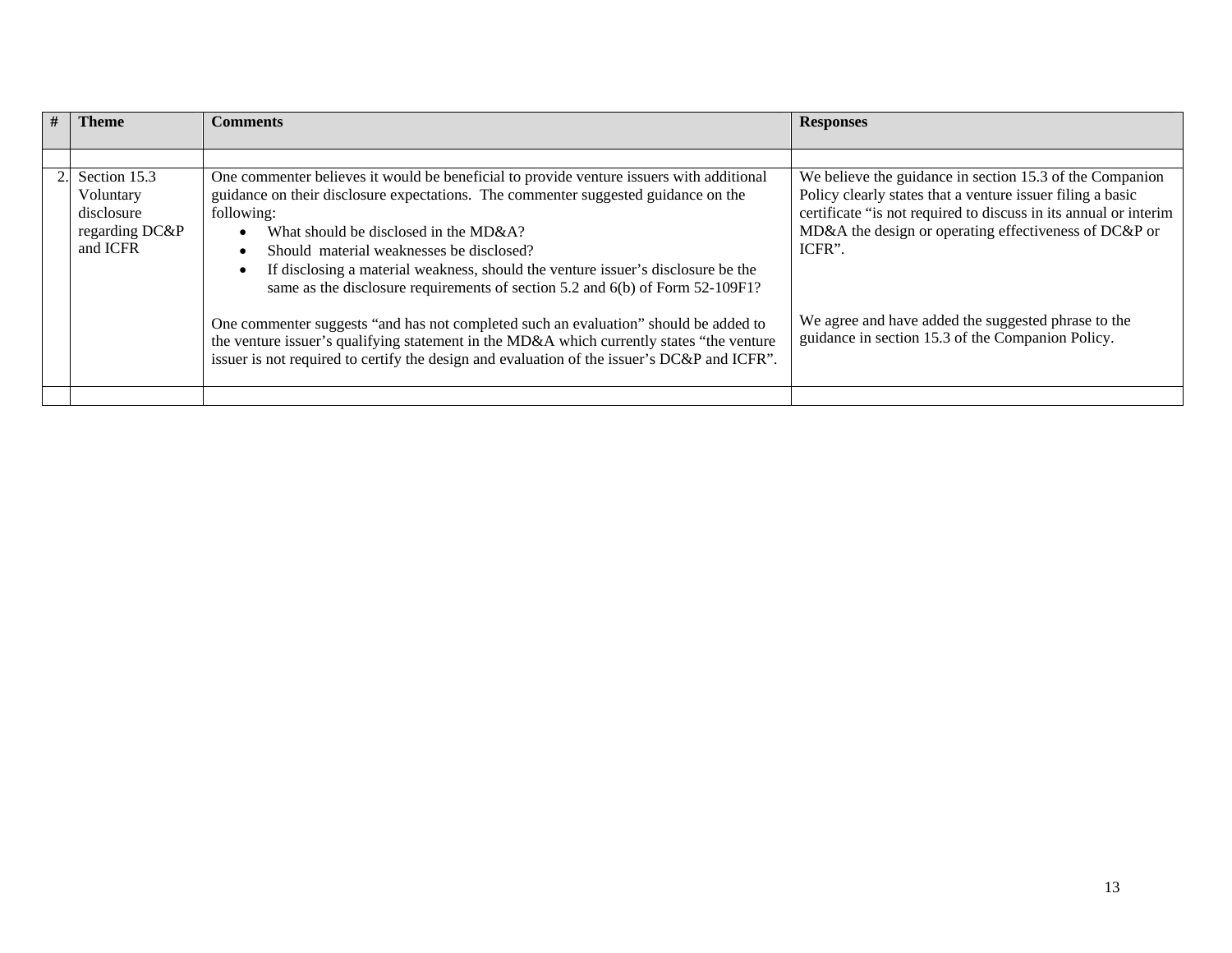| # | Theme | Comments | Responses |
|---|---|---|---|
| | | | |
| 2. | Section 15.3 Voluntary disclosure regarding DC&P and ICFR | One commenter believes it would be beneficial to provide venture issuers with additional guidance on their disclosure expectations. The commenter suggested guidance on the following:<br>• What should be disclosed in the MD&A?<br>• Should material weaknesses be disclosed?<br>• If disclosing a material weakness, should the venture issuer's disclosure be the same as the disclosure requirements of section 5.2 and 6(b) of Form 52-109F1?<br><br>One commenter suggests "and has not completed such an evaluation" should be added to the venture issuer's qualifying statement in the MD&A which currently states "the venture issuer is not required to certify the design and evaluation of the issuer's DC&P and ICFR". | We believe the guidance in section 15.3 of the Companion Policy clearly states that a venture issuer filing a basic certificate "is not required to discuss in its annual or interim MD&A the design or operating effectiveness of DC&P or ICFR".<br><br>We agree and have added the suggested phrase to the guidance in section 15.3 of the Companion Policy. |
| | | | |